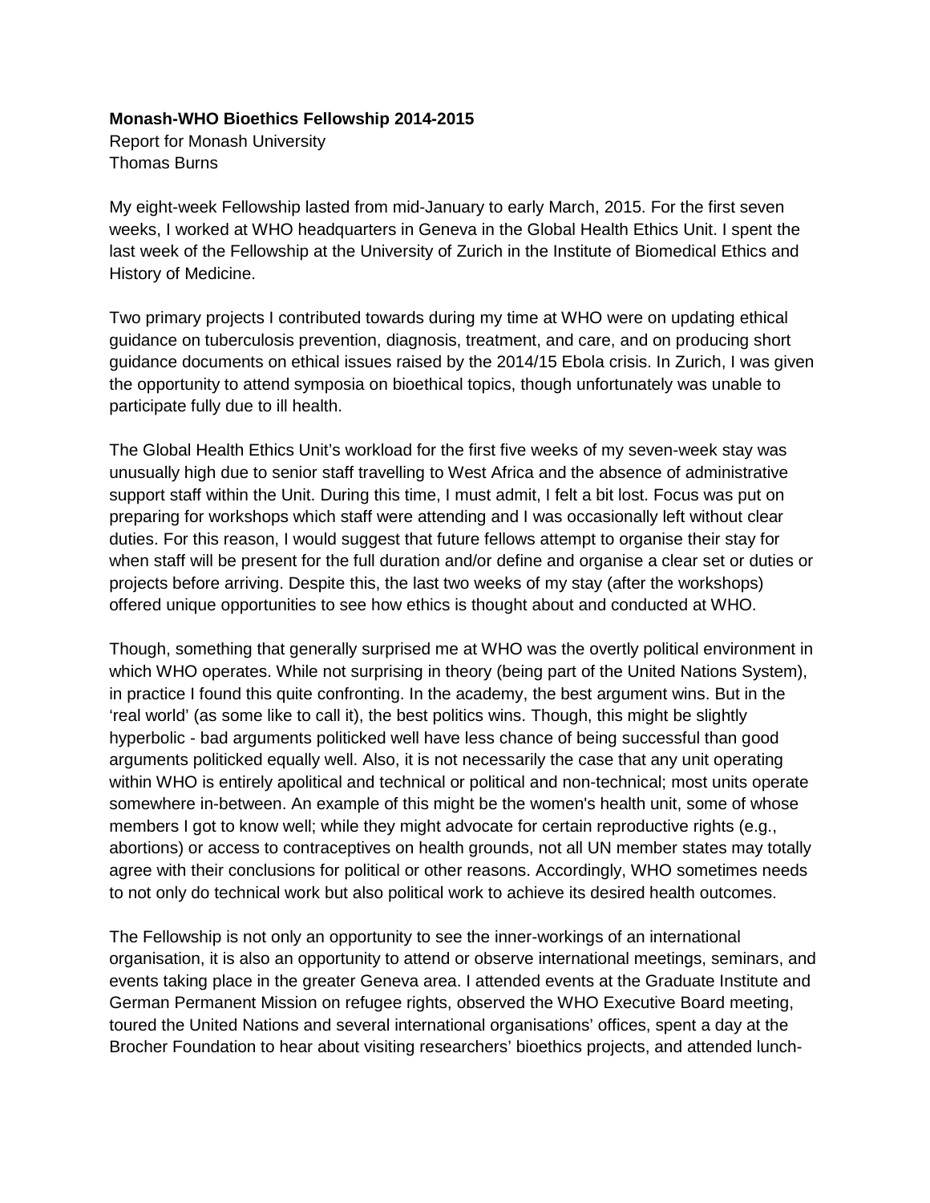**Monash-WHO Bioethics Fellowship 2014-2015**

Report for Monash University

Thomas Burns

My eight-week Fellowship lasted from mid-January to early March, 2015. For the first seven weeks, I worked at WHO headquarters in Geneva in the Global Health Ethics Unit. I spent the last week of the Fellowship at the University of Zurich in the Institute of Biomedical Ethics and History of Medicine.

Two primary projects I contributed towards during my time at WHO were on updating ethical guidance on tuberculosis prevention, diagnosis, treatment, and care, and on producing short guidance documents on ethical issues raised by the 2014/15 Ebola crisis. In Zurich, I was given the opportunity to attend symposia on bioethical topics, though unfortunately was unable to participate fully due to ill health.

The Global Health Ethics Unit's workload for the first five weeks of my seven-week stay was unusually high due to senior staff travelling to West Africa and the absence of administrative support staff within the Unit. During this time, I must admit, I felt a bit lost. Focus was put on preparing for workshops which staff were attending and I was occasionally left without clear duties. For this reason, I would suggest that future fellows attempt to organise their stay for when staff will be present for the full duration and/or define and organise a clear set or duties or projects before arriving. Despite this, the last two weeks of my stay (after the workshops) offered unique opportunities to see how ethics is thought about and conducted at WHO.

Though, something that generally surprised me at WHO was the overtly political environment in which WHO operates. While not surprising in theory (being part of the United Nations System), in practice I found this quite confronting. In the academy, the best argument wins. But in the 'real world' (as some like to call it), the best politics wins. Though, this might be slightly hyperbolic - bad arguments politicked well have less chance of being successful than good arguments politicked equally well. Also, it is not necessarily the case that any unit operating within WHO is entirely apolitical and technical or political and non-technical; most units operate somewhere in-between. An example of this might be the women's health unit, some of whose members I got to know well; while they might advocate for certain reproductive rights (e.g., abortions) or access to contraceptives on health grounds, not all UN member states may totally agree with their conclusions for political or other reasons. Accordingly, WHO sometimes needs to not only do technical work but also political work to achieve its desired health outcomes.

The Fellowship is not only an opportunity to see the inner-workings of an international organisation, it is also an opportunity to attend or observe international meetings, seminars, and events taking place in the greater Geneva area. I attended events at the Graduate Institute and German Permanent Mission on refugee rights, observed the WHO Executive Board meeting, toured the United Nations and several international organisations' offices, spent a day at the Brocher Foundation to hear about visiting researchers' bioethics projects, and attended lunch-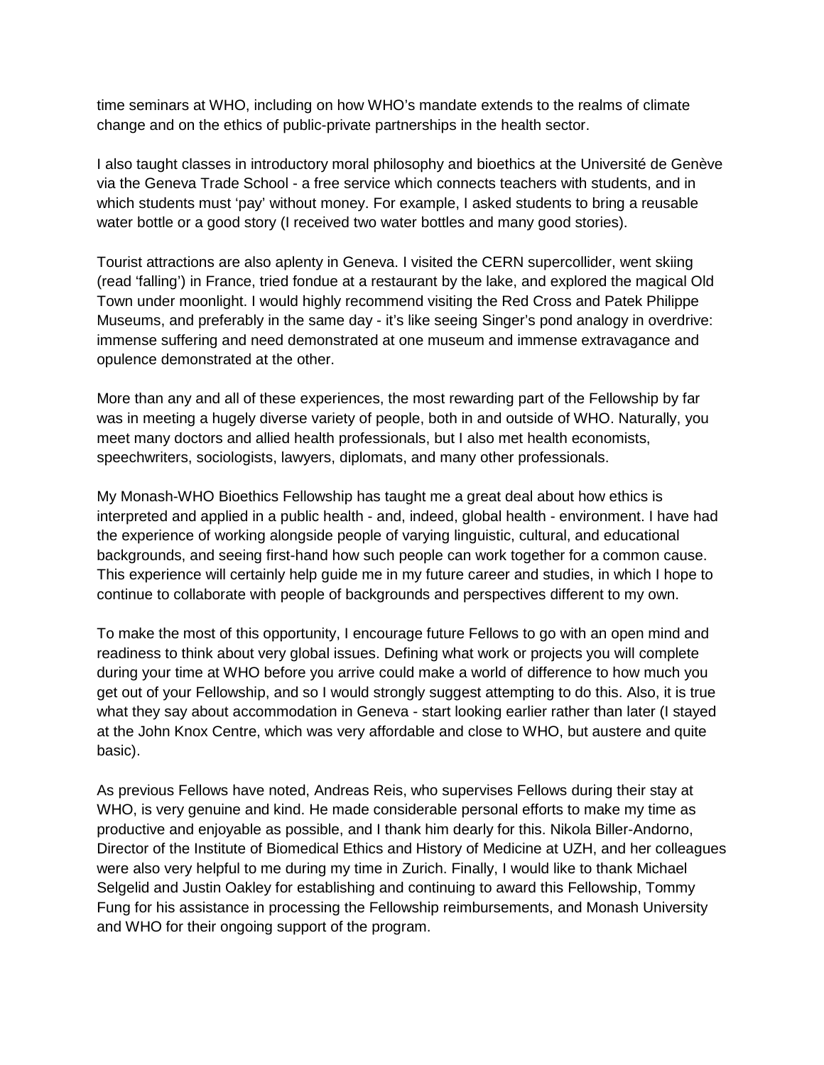time seminars at WHO, including on how WHO's mandate extends to the realms of climate change and on the ethics of public-private partnerships in the health sector.

I also taught classes in introductory moral philosophy and bioethics at the Université de Genève via the Geneva Trade School - a free service which connects teachers with students, and in which students must 'pay' without money. For example, I asked students to bring a reusable water bottle or a good story (I received two water bottles and many good stories).

Tourist attractions are also aplenty in Geneva. I visited the CERN supercollider, went skiing (read 'falling') in France, tried fondue at a restaurant by the lake, and explored the magical Old Town under moonlight. I would highly recommend visiting the Red Cross and Patek Philippe Museums, and preferably in the same day - it's like seeing Singer's pond analogy in overdrive: immense suffering and need demonstrated at one museum and immense extravagance and opulence demonstrated at the other.

More than any and all of these experiences, the most rewarding part of the Fellowship by far was in meeting a hugely diverse variety of people, both in and outside of WHO. Naturally, you meet many doctors and allied health professionals, but I also met health economists, speechwriters, sociologists, lawyers, diplomats, and many other professionals.

My Monash-WHO Bioethics Fellowship has taught me a great deal about how ethics is interpreted and applied in a public health - and, indeed, global health - environment. I have had the experience of working alongside people of varying linguistic, cultural, and educational backgrounds, and seeing first-hand how such people can work together for a common cause. This experience will certainly help guide me in my future career and studies, in which I hope to continue to collaborate with people of backgrounds and perspectives different to my own.

To make the most of this opportunity, I encourage future Fellows to go with an open mind and readiness to think about very global issues. Defining what work or projects you will complete during your time at WHO before you arrive could make a world of difference to how much you get out of your Fellowship, and so I would strongly suggest attempting to do this. Also, it is true what they say about accommodation in Geneva - start looking earlier rather than later (I stayed at the John Knox Centre, which was very affordable and close to WHO, but austere and quite basic).

As previous Fellows have noted, Andreas Reis, who supervises Fellows during their stay at WHO, is very genuine and kind. He made considerable personal efforts to make my time as productive and enjoyable as possible, and I thank him dearly for this. Nikola Biller-Andorno, Director of the Institute of Biomedical Ethics and History of Medicine at UZH, and her colleagues were also very helpful to me during my time in Zurich. Finally, I would like to thank Michael Selgelid and Justin Oakley for establishing and continuing to award this Fellowship, Tommy Fung for his assistance in processing the Fellowship reimbursements, and Monash University and WHO for their ongoing support of the program.